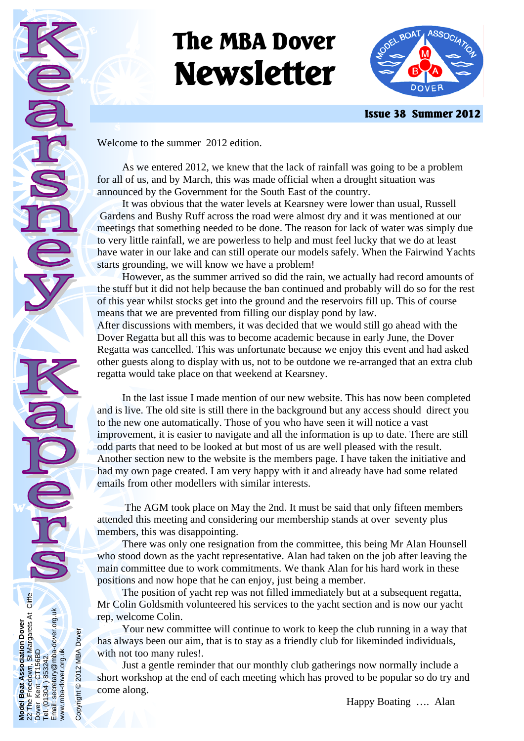# Kearsney Kapers

# The MBA Dover Newsletter

**Issue 38 Summer 2012**

Welcome to the summer 2012 edition.

As we entered 2012, we knew that the lack of rainfall was going to be a problem for all of us, and by March, this was made official when a drought situation was announced by the Government for the South East of the country.

It was obvious that the water levels at Kearsney were lower than usual, Russell Gardens and Bushy Ruff across the road were almost dry and it was mentioned at our meetings that something needed to be done. The reason for lack of water was simply due to very little rainfall, we are powerless to help and must feel lucky that we do at least have water in our lake and can still operate our models safely. When the Fairwind Yachts starts grounding, we will know we have a problem!

However, as the summer arrived so did the rain, we actually had record amounts of the stuff but it did not help because the ban continued and probably will do so for the rest of this year whilst stocks get into the ground and the reservoirs fill up. This of course means that we are prevented from filling our display pond by law.

After discussions with members, it was decided that we would still go ahead with the Dover Regatta but all this was to become academic because in early June, the Dover Regatta was cancelled. This was unfortunate because we enjoy this event and had asked other guests along to display with us, not to be outdone we re-arranged that an extra club regatta would take place on that weekend at Kearsney.

In the last issue I made mention of our new website. This has now been completed and is live. The old site is still there in the background but any access should direct you to the new one automatically. Those of you who have seen it will notice a vast improvement, it is easier to navigate and all the information is up to date. There are still odd parts that need to be looked at but most of us are well pleased with the result. Another section new to the website is the members page. I have taken the initiative and had my own page created. I am very happy with it and already have had some related emails from other modellers with similar interests.

The AGM took place on May the 2nd. It must be said that only fifteen members attended this meeting and considering our membership stands at over seventy plus members, this was disappointing.

There was only one resignation from the committee, this being Mr Alan Hounsell who stood down as the yacht representative. Alan had taken on the job after leaving the main committee due to work commitments. We thank Alan for his hard work in these positions and now hope that he can enjoy, just being a member.

The position of yacht rep was not filled immediately but at a subsequent regatta, Mr Colin Goldsmith volunteered his services to the yacht section and is now our yacht rep, welcome Colin.

Your new committee will continue to work to keep the club running in a way that has always been our aim, that is to stay as a friendly club for likeminded individuals, with not too many rules!.

Just a gentle reminder that our monthly club gatherings now normally include a short workshop at the end of each meeting which has proved to be popular so do try and come along.

Happy Boating …. Alan

**Model Boat Association Dover**
22 The Freedown, St Margarets At Cliffe
Dover Kent CT156BD
Tel. (01304 ) 853242.
Email: secretary@mba-dover.org.uk
www.mba-dover.org.uk

Copyright © 2012 MBA Dover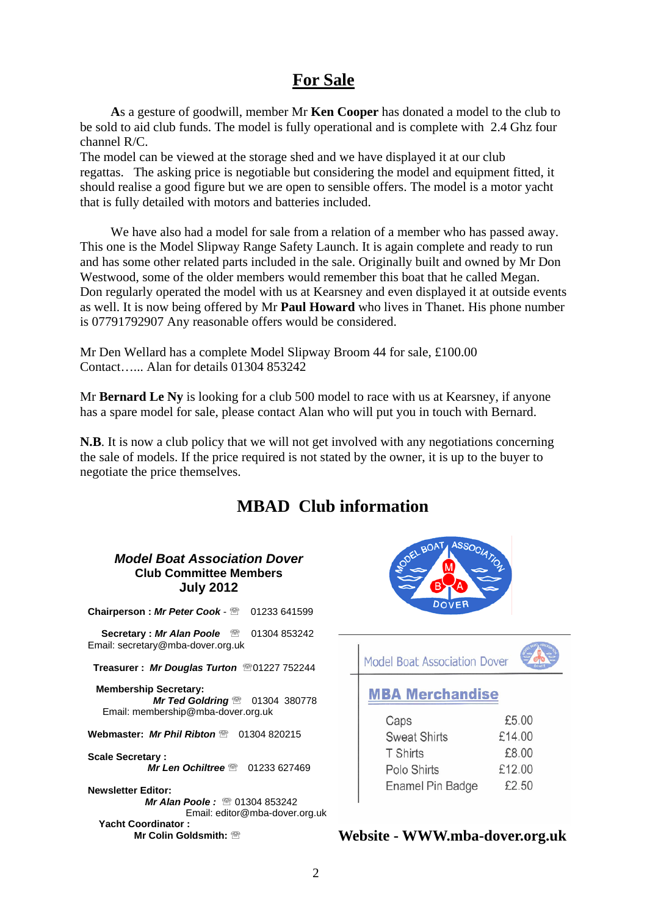# For Sale

**A**s a gesture of goodwill, member Mr **Ken Cooper** has donated a model to the club to be sold to aid club funds. The model is fully operational and is complete with 2.4 Ghz four channel R/C.
The model can be viewed at the storage shed and we have displayed it at our club regattas. The asking price is negotiable but considering the model and equipment fitted, it should realise a good figure but we are open to sensible offers. The model is a motor yacht that is fully detailed with motors and batteries included.

We have also had a model for sale from a relation of a member who has passed away. This one is the Model Slipway Range Safety Launch. It is again complete and ready to run and has some other related parts included in the sale. Originally built and owned by Mr Don Westwood, some of the older members would remember this boat that he called Megan. Don regularly operated the model with us at Kearsney and even displayed it at outside events as well. It is now being offered by Mr **Paul Howard** who lives in Thanet. His phone number is 07791792907 Any reasonable offers would be considered.

Mr Den Wellard has a complete Model Slipway Broom 44 for sale, £100.00
Contact…... Alan for details 01304 853242

Mr **Bernard Le Ny** is looking for a club 500 model to race with us at Kearsney, if anyone has a spare model for sale, please contact Alan who will put you in touch with Bernard.

**N.B**. It is now a club policy that we will not get involved with any negotiations concerning the sale of models. If the price required is not stated by the owner, it is up to the buyer to negotiate the price themselves.

# MBAD Club information

***Model Boat Association Dover***
**Club Committee Members**
**July 2012**

**Chairperson : *Mr Peter Cook*** - ☏ 01233 641599

**Secretary : *Mr Alan Poole*** ☏ 01304 853242
Email: secretary@mba-dover.org.uk

**Treasurer : *Mr Douglas Turton*** ☏01227 752244

**Membership Secretary:**
***Mr Ted Goldring*** ☏ 01304 380778
Email: membership@mba-dover.org.uk

**Webmaster: *Mr Phil Ribton*** ☏ 01304 820215

**Scale Secretary :**
***Mr Len Ochiltree*** ☏ 01233 627469

**Newsletter Editor:**
***Mr Alan Poole :*** ☏ 01304 853242
Email: editor@mba-dover.org.uk

**Yacht Coordinator :**
**Mr Colin Goldsmith:** ☏

Model Boat Association Dover

## MBA Merchandise

| Item | Price |
|---|---|
| Caps | £5.00 |
| Sweat Shirts | £14.00 |
| T Shirts | £8.00 |
| Polo Shirts | £12.00 |
| Enamel Pin Badge | £2.50 |

**Website - WWW.mba-dover.org.uk**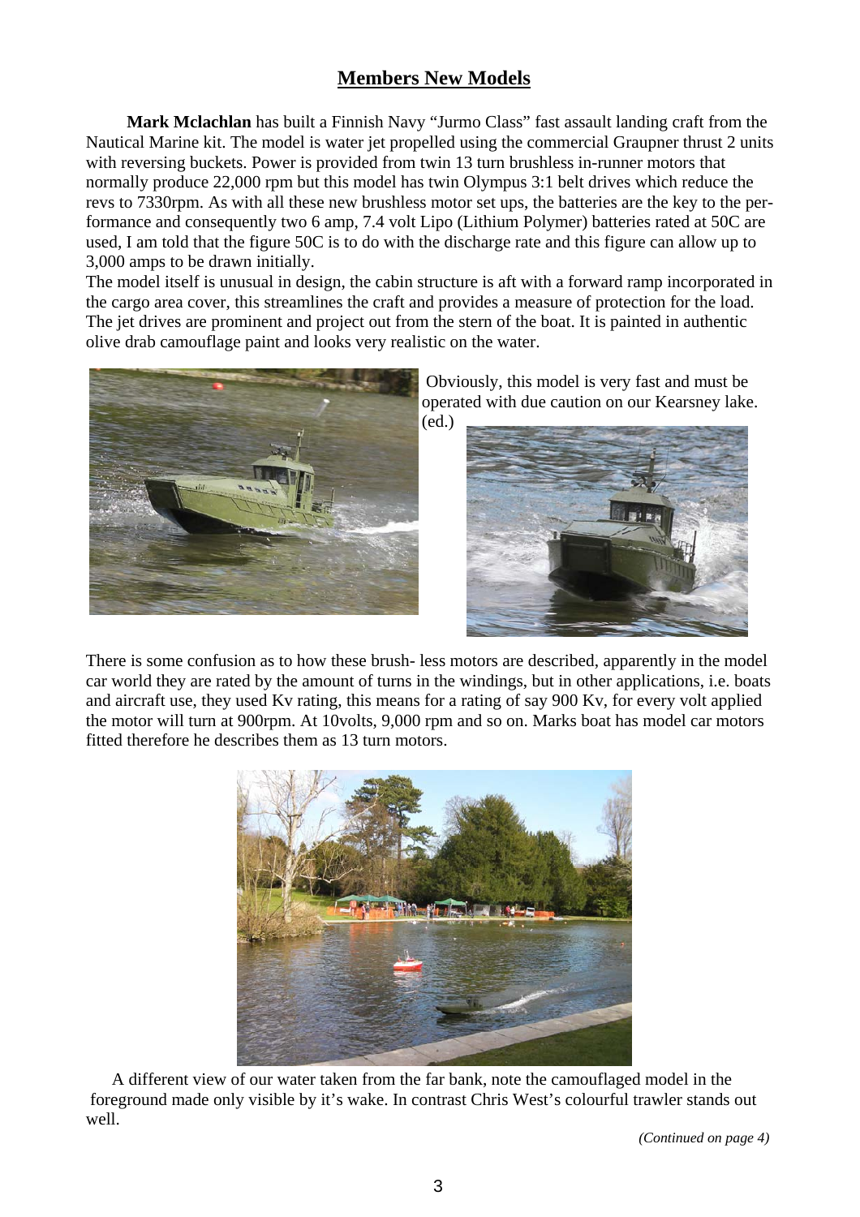## Members New Models

**Mark Mclachlan** has built a Finnish Navy "Jurmo Class" fast assault landing craft from the Nautical Marine kit. The model is water jet propelled using the commercial Graupner thrust 2 units with reversing buckets. Power is provided from twin 13 turn brushless in-runner motors that normally produce 22,000 rpm but this model has twin Olympus 3:1 belt drives which reduce the revs to 7330rpm. As with all these new brushless motor set ups, the batteries are the key to the performance and consequently two 6 amp, 7.4 volt Lipo (Lithium Polymer) batteries rated at 50C are used, I am told that the figure 50C is to do with the discharge rate and this figure can allow up to 3,000 amps to be drawn initially.

The model itself is unusual in design, the cabin structure is aft with a forward ramp incorporated in the cargo area cover, this streamlines the craft and provides a measure of protection for the load. The jet drives are prominent and project out from the stern of the boat. It is painted in authentic olive drab camouflage paint and looks very realistic on the water.

Obviously, this model is very fast and must be operated with due caution on our Kearsney lake. (ed.)

There is some confusion as to how these brush- less motors are described, apparently in the model car world they are rated by the amount of turns in the windings, but in other applications, i.e. boats and aircraft use, they used Kv rating, this means for a rating of say 900 Kv, for every volt applied the motor will turn at 900rpm. At 10volts, 9,000 rpm and so on. Marks boat has model car motors fitted therefore he describes them as 13 turn motors.

A different view of our water taken from the far bank, note the camouflaged model in the foreground made only visible by it's wake. In contrast Chris West's colourful trawler stands out well.

*(Continued on page 4)*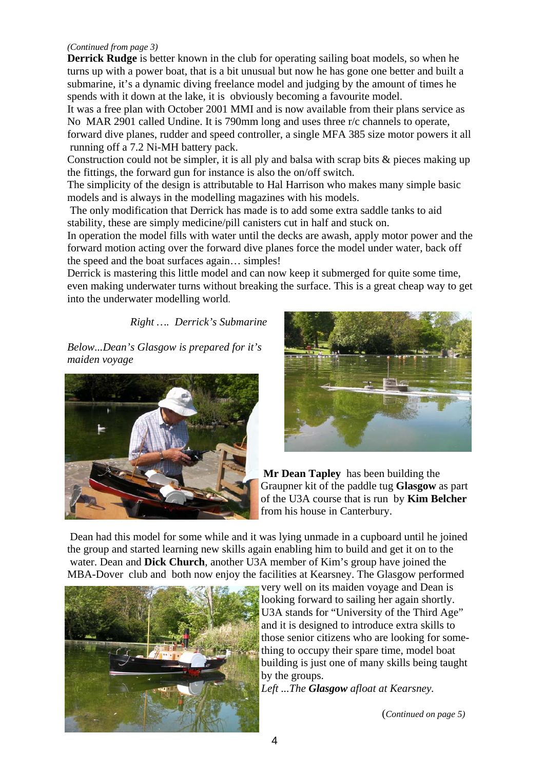*(Continued from page 3)*

**Derrick Rudge** is better known in the club for operating sailing boat models, so when he turns up with a power boat, that is a bit unusual but now he has gone one better and built a submarine, it's a dynamic diving freelance model and judging by the amount of times he spends with it down at the lake, it is obviously becoming a favourite model.

It was a free plan with October 2001 MMI and is now available from their plans service as No MAR 2901 called Undine. It is 790mm long and uses three r/c channels to operate, forward dive planes, rudder and speed controller, a single MFA 385 size motor powers it all running off a 7.2 Ni-MH battery pack.

Construction could not be simpler, it is all ply and balsa with scrap bits & pieces making up the fittings, the forward gun for instance is also the on/off switch.

The simplicity of the design is attributable to Hal Harrison who makes many simple basic models and is always in the modelling magazines with his models.

The only modification that Derrick has made is to add some extra saddle tanks to aid stability, these are simply medicine/pill canisters cut in half and stuck on.

In operation the model fills with water until the decks are awash, apply motor power and the forward motion acting over the forward dive planes force the model under water, back off the speed and the boat surfaces again… simples!

Derrick is mastering this little model and can now keep it submerged for quite some time, even making underwater turns without breaking the surface. This is a great cheap way to get into the underwater modelling world.

*Right …. Derrick's Submarine*

*Below...Dean's Glasgow is prepared for it's maiden voyage*

**Mr Dean Tapley** has been building the Graupner kit of the paddle tug **Glasgow** as part of the U3A course that is run by **Kim Belcher** from his house in Canterbury.

Dean had this model for some while and it was lying unmade in a cupboard until he joined the group and started learning new skills again enabling him to build and get it on to the water. Dean and **Dick Church**, another U3A member of Kim's group have joined the MBA-Dover club and both now enjoy the facilities at Kearsney. The Glasgow performed very well on its maiden voyage and Dean is looking forward to sailing her again shortly.

U3A stands for "University of the Third Age" and it is designed to introduce extra skills to those senior citizens who are looking for something to occupy their spare time, model boat building is just one of many skills being taught by the groups.

*Left ...The **Glasgow** afloat at Kearsney.*

*(Continued on page 5)*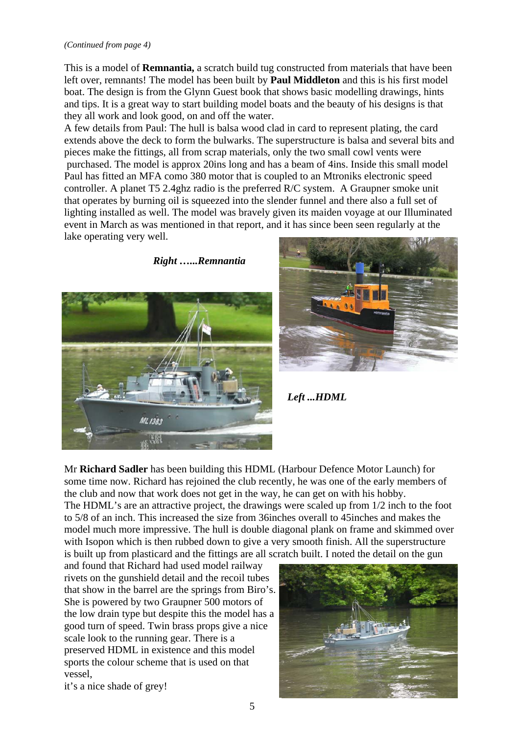*(Continued from page 4)*

This is a model of **Remnantia,** a scratch build tug constructed from materials that have been left over, remnants! The model has been built by **Paul Middleton** and this is his first model boat. The design is from the Glynn Guest book that shows basic modelling drawings, hints and tips. It is a great way to start building model boats and the beauty of his designs is that they all work and look good, on and off the water.

A few details from Paul: The hull is balsa wood clad in card to represent plating, the card extends above the deck to form the bulwarks. The superstructure is balsa and several bits and pieces make the fittings, all from scrap materials, only the two small cowl vents were purchased. The model is approx 20ins long and has a beam of 4ins. Inside this small model Paul has fitted an MFA como 380 motor that is coupled to an Mtroniks electronic speed controller. A planet T5 2.4ghz radio is the preferred R/C system. A Graupner smoke unit that operates by burning oil is squeezed into the slender funnel and there also a full set of lighting installed as well. The model was bravely given its maiden voyage at our Illuminated event in March as was mentioned in that report, and it has since been seen regularly at the lake operating very well.

***Right …...Remnantia***

***Left ...HDML***

Mr **Richard Sadler** has been building this HDML (Harbour Defence Motor Launch) for some time now. Richard has rejoined the club recently, he was one of the early members of the club and now that work does not get in the way, he can get on with his hobby.

The HDML's are an attractive project, the drawings were scaled up from 1/2 inch to the foot to 5/8 of an inch. This increased the size from 36inches overall to 45inches and makes the model much more impressive. The hull is double diagonal plank on frame and skimmed over with Isopon which is then rubbed down to give a very smooth finish. All the superstructure is built up from plasticard and the fittings are all scratch built. I noted the detail on the gun and found that Richard had used model railway rivets on the gunshield detail and the recoil tubes that show in the barrel are the springs from Biro's. She is powered by two Graupner 500 motors of the low drain type but despite this the model has a good turn of speed. Twin brass props give a nice scale look to the running gear. There is a preserved HDML in existence and this model sports the colour scheme that is used on that vessel,

it's a nice shade of grey!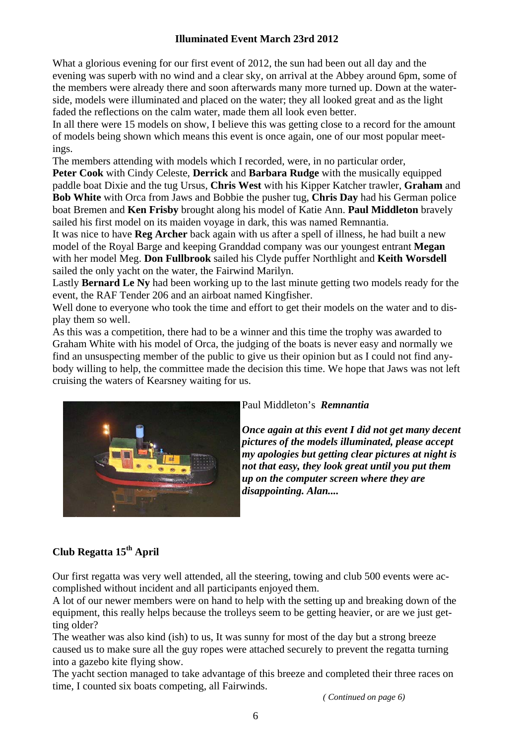## Illuminated Event March 23rd 2012

What a glorious evening for our first event of 2012, the sun had been out all day and the evening was superb with no wind and a clear sky, on arrival at the Abbey around 6pm, some of the members were already there and soon afterwards many more turned up. Down at the water-side, models were illuminated and placed on the water; they all looked great and as the light faded the reflections on the calm water, made them all look even better.

In all there were 15 models on show, I believe this was getting close to a record for the amount of models being shown which means this event is once again, one of our most popular meetings.

The members attending with models which I recorded, were, in no particular order,

**Peter Cook** with Cindy Celeste, **Derrick** and **Barbara Rudge** with the musically equipped paddle boat Dixie and the tug Ursus, **Chris West** with his Kipper Katcher trawler, **Graham** and **Bob White** with Orca from Jaws and Bobbie the pusher tug, **Chris Day** had his German police boat Bremen and **Ken Frisby** brought along his model of Katie Ann. **Paul Middleton** bravely sailed his first model on its maiden voyage in dark, this was named Remnantia.

It was nice to have **Reg Archer** back again with us after a spell of illness, he had built a new model of the Royal Barge and keeping Granddad company was our youngest entrant **Megan** with her model Meg. **Don Fullbrook** sailed his Clyde puffer Northlight and **Keith Worsdell** sailed the only yacht on the water, the Fairwind Marilyn.

Lastly **Bernard Le Ny** had been working up to the last minute getting two models ready for the event, the RAF Tender 206 and an airboat named Kingfisher.

Well done to everyone who took the time and effort to get their models on the water and to display them so well.

As this was a competition, there had to be a winner and this time the trophy was awarded to Graham White with his model of Orca, the judging of the boats is never easy and normally we find an unsuspecting member of the public to give us their opinion but as I could not find anybody willing to help, the committee made the decision this time. We hope that Jaws was not left cruising the waters of Kearsney waiting for us.

Paul Middleton's ***Remnantia***

***Once again at this event I did not get many decent pictures of the models illuminated, please accept my apologies but getting clear pictures at night is not that easy, they look great until you put them up on the computer screen where they are disappointing. Alan....***

## Club Regatta 15th April

Our first regatta was very well attended, all the steering, towing and club 500 events were accomplished without incident and all participants enjoyed them.

A lot of our newer members were on hand to help with the setting up and breaking down of the equipment, this really helps because the trolleys seem to be getting heavier, or are we just getting older?

The weather was also kind (ish) to us, It was sunny for most of the day but a strong breeze caused us to make sure all the guy ropes were attached securely to prevent the regatta turning into a gazebo kite flying show.

The yacht section managed to take advantage of this breeze and completed their three races on time, I counted six boats competing, all Fairwinds.

*( Continued on page 6)*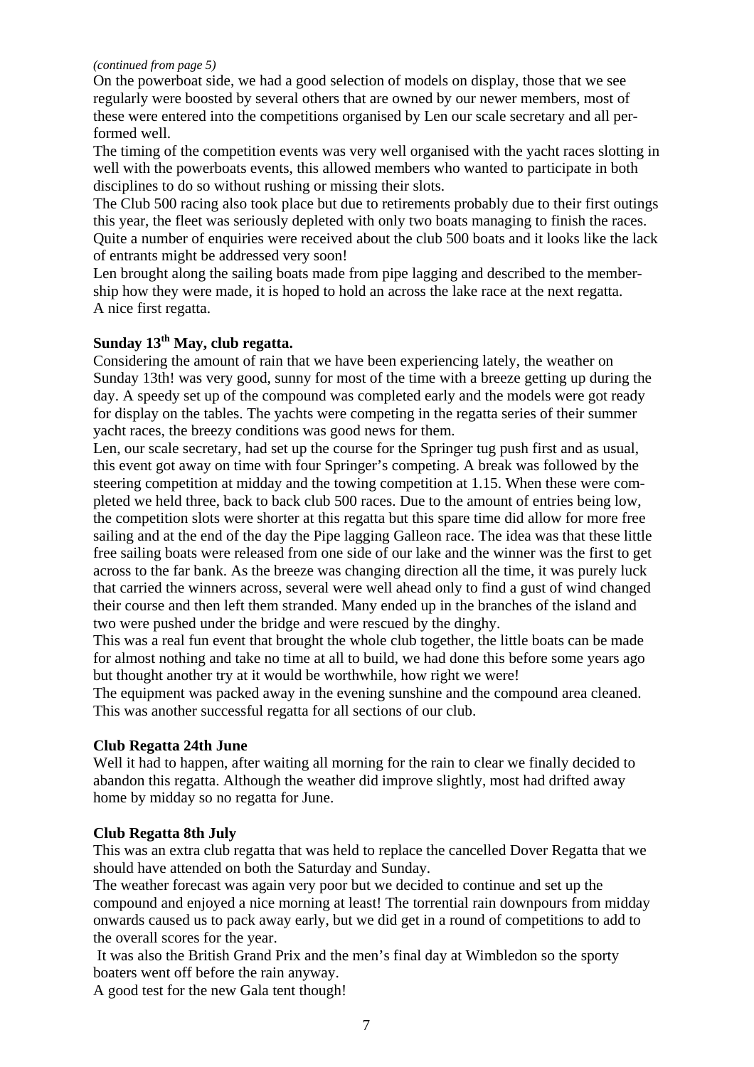*(continued from page 5)*

On the powerboat side, we had a good selection of models on display, those that we see regularly were boosted by several others that are owned by our newer members, most of these were entered into the competitions organised by Len our scale secretary and all performed well.

The timing of the competition events was very well organised with the yacht races slotting in well with the powerboats events, this allowed members who wanted to participate in both disciplines to do so without rushing or missing their slots.

The Club 500 racing also took place but due to retirements probably due to their first outings this year, the fleet was seriously depleted with only two boats managing to finish the races. Quite a number of enquiries were received about the club 500 boats and it looks like the lack of entrants might be addressed very soon!

Len brought along the sailing boats made from pipe lagging and described to the membership how they were made, it is hoped to hold an across the lake race at the next regatta.

A nice first regatta.

**Sunday 13th May, club regatta.**

Considering the amount of rain that we have been experiencing lately, the weather on Sunday 13th! was very good, sunny for most of the time with a breeze getting up during the day. A speedy set up of the compound was completed early and the models were got ready for display on the tables. The yachts were competing in the regatta series of their summer yacht races, the breezy conditions was good news for them.

Len, our scale secretary, had set up the course for the Springer tug push first and as usual, this event got away on time with four Springer's competing. A break was followed by the steering competition at midday and the towing competition at 1.15. When these were completed we held three, back to back club 500 races. Due to the amount of entries being low, the competition slots were shorter at this regatta but this spare time did allow for more free sailing and at the end of the day the Pipe lagging Galleon race. The idea was that these little free sailing boats were released from one side of our lake and the winner was the first to get across to the far bank. As the breeze was changing direction all the time, it was purely luck that carried the winners across, several were well ahead only to find a gust of wind changed their course and then left them stranded. Many ended up in the branches of the island and two were pushed under the bridge and were rescued by the dinghy.

This was a real fun event that brought the whole club together, the little boats can be made for almost nothing and take no time at all to build, we had done this before some years ago but thought another try at it would be worthwhile, how right we were!

The equipment was packed away in the evening sunshine and the compound area cleaned. This was another successful regatta for all sections of our club.

**Club Regatta 24th June**

Well it had to happen, after waiting all morning for the rain to clear we finally decided to abandon this regatta. Although the weather did improve slightly, most had drifted away home by midday so no regatta for June.

**Club Regatta 8th July**

This was an extra club regatta that was held to replace the cancelled Dover Regatta that we should have attended on both the Saturday and Sunday.

The weather forecast was again very poor but we decided to continue and set up the compound and enjoyed a nice morning at least! The torrential rain downpours from midday onwards caused us to pack away early, but we did get in a round of competitions to add to the overall scores for the year.

It was also the British Grand Prix and the men's final day at Wimbledon so the sporty boaters went off before the rain anyway.

A good test for the new Gala tent though!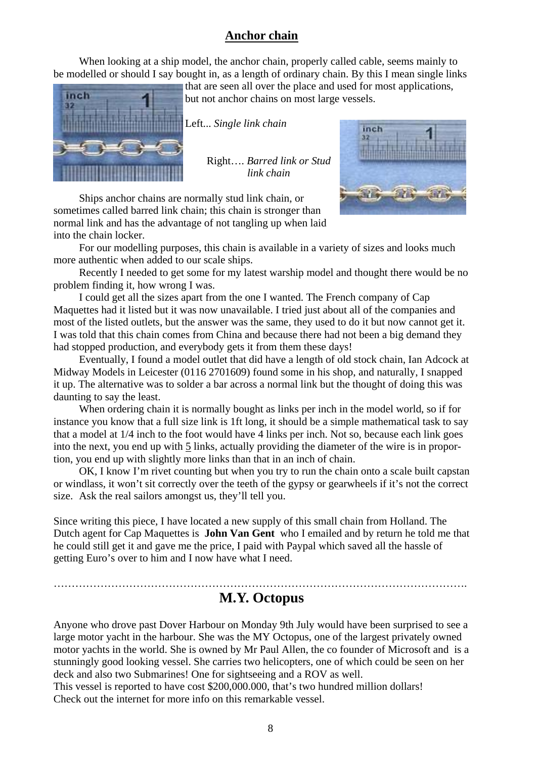## Anchor chain

When looking at a ship model, the anchor chain, properly called cable, seems mainly to be modelled or should I say bought in, as a length of ordinary chain. By this I mean single links that are seen all over the place and used for most applications, but not anchor chains on most large vessels.

Left... *Single link chain*

Right…. *Barred link or Stud link chain*

Ships anchor chains are normally stud link chain, or sometimes called barred link chain; this chain is stronger than normal link and has the advantage of not tangling up when laid into the chain locker.

For our modelling purposes, this chain is available in a variety of sizes and looks much more authentic when added to our scale ships.

Recently I needed to get some for my latest warship model and thought there would be no problem finding it, how wrong I was.

I could get all the sizes apart from the one I wanted. The French company of Cap Maquettes had it listed but it was now unavailable. I tried just about all of the companies and most of the listed outlets, but the answer was the same, they used to do it but now cannot get it. I was told that this chain comes from China and because there had not been a big demand they had stopped production, and everybody gets it from them these days!

Eventually, I found a model outlet that did have a length of old stock chain, Ian Adcock at Midway Models in Leicester (0116 2701609) found some in his shop, and naturally, I snapped it up. The alternative was to solder a bar across a normal link but the thought of doing this was daunting to say the least.

When ordering chain it is normally bought as links per inch in the model world, so if for instance you know that a full size link is 1ft long, it should be a simple mathematical task to say that a model at 1/4 inch to the foot would have 4 links per inch. Not so, because each link goes into the next, you end up with 5 links, actually providing the diameter of the wire is in proportion, you end up with slightly more links than that in an inch of chain.

OK, I know I'm rivet counting but when you try to run the chain onto a scale built capstan or windlass, it won't sit correctly over the teeth of the gypsy or gearwheels if it's not the correct size. Ask the real sailors amongst us, they'll tell you.

Since writing this piece, I have located a new supply of this small chain from Holland. The Dutch agent for Cap Maquettes is **John Van Gent** who I emailed and by return he told me that he could still get it and gave me the price, I paid with Paypal which saved all the hassle of getting Euro's over to him and I now have what I need.

…………………………………………………………………………………………………….

## M.Y. Octopus

Anyone who drove past Dover Harbour on Monday 9th July would have been surprised to see a large motor yacht in the harbour. She was the MY Octopus, one of the largest privately owned motor yachts in the world. She is owned by Mr Paul Allen, the co founder of Microsoft and is a stunningly good looking vessel. She carries two helicopters, one of which could be seen on her deck and also two Submarines! One for sightseeing and a ROV as well.

This vessel is reported to have cost $200,000.000, that's two hundred million dollars!

Check out the internet for more info on this remarkable vessel.